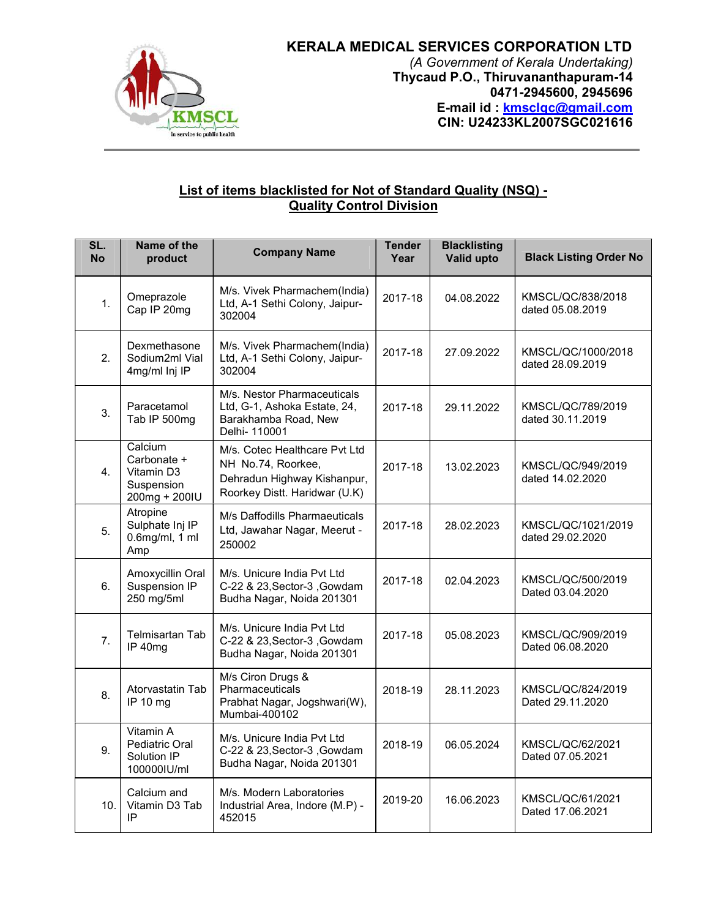# KERALA MEDICAL SERVICES CORPORATION LTD

*(A Government of Kerala Undertaking)*

**Thycaud P.O., Thiruvananthapuram-14**

**0471-2945600, 2945696**

**E-mail id : kmsclqc@gmail.com**

**CIN: U24233KL2007SGC021616**

## List of items blacklisted for Not of Standard Quality (NSQ) - Quality Control Division

| SL. No | Name of the product | Company Name | Tender Year | Blacklisting Valid upto | Black Listing Order No |
|---|---|---|---|---|---|
| 1. | Omeprazole Cap IP 20mg | M/s. Vivek Pharmachem(India) Ltd, A-1 Sethi Colony, Jaipur-302004 | 2017-18 | 04.08.2022 | KMSCL/QC/838/2018 dated 05.08.2019 |
| 2. | Dexmethasone Sodium2ml Vial 4mg/ml Inj IP | M/s. Vivek Pharmachem(India) Ltd, A-1 Sethi Colony, Jaipur-302004 | 2017-18 | 27.09.2022 | KMSCL/QC/1000/2018 dated 28.09.2019 |
| 3. | Paracetamol Tab IP 500mg | M/s. Nestor Pharmaceuticals Ltd, G-1, Ashoka Estate, 24, Barakhamba Road, New Delhi- 110001 | 2017-18 | 29.11.2022 | KMSCL/QC/789/2019 dated 30.11.2019 |
| 4. | Calcium Carbonate + Vitamin D3 Suspension 200mg + 200IU | M/s. Cotec Healthcare Pvt Ltd NH No.74, Roorkee, Dehradun Highway Kishanpur, Roorkey Distt. Haridwar (U.K) | 2017-18 | 13.02.2023 | KMSCL/QC/949/2019 dated 14.02.2020 |
| 5. | Atropine Sulphate Inj IP 0.6mg/ml, 1 ml Amp | M/s Daffodills Pharmaeuticals Ltd, Jawahar Nagar, Meerut - 250002 | 2017-18 | 28.02.2023 | KMSCL/QC/1021/2019 dated 29.02.2020 |
| 6. | Amoxycillin Oral Suspension IP 250 mg/5ml | M/s. Unicure India Pvt Ltd C-22 & 23,Sector-3 ,Gowdam Budha Nagar, Noida 201301 | 2017-18 | 02.04.2023 | KMSCL/QC/500/2019 Dated 03.04.2020 |
| 7. | Telmisartan Tab IP 40mg | M/s. Unicure India Pvt Ltd C-22 & 23,Sector-3 ,Gowdam Budha Nagar, Noida 201301 | 2017-18 | 05.08.2023 | KMSCL/QC/909/2019 Dated 06.08.2020 |
| 8. | Atorvastatin Tab IP 10 mg | M/s Ciron Drugs & Pharmaceuticals Prabhat Nagar, Jogshwari(W), Mumbai-400102 | 2018-19 | 28.11.2023 | KMSCL/QC/824/2019 Dated 29.11.2020 |
| 9. | Vitamin A Pediatric Oral Solution IP 100000IU/ml | M/s. Unicure India Pvt Ltd C-22 & 23,Sector-3 ,Gowdam Budha Nagar, Noida 201301 | 2018-19 | 06.05.2024 | KMSCL/QC/62/2021 Dated 07.05.2021 |
| 10. | Calcium and Vitamin D3 Tab IP | M/s. Modern Laboratories Industrial Area, Indore (M.P) - 452015 | 2019-20 | 16.06.2023 | KMSCL/QC/61/2021 Dated 17.06.2021 |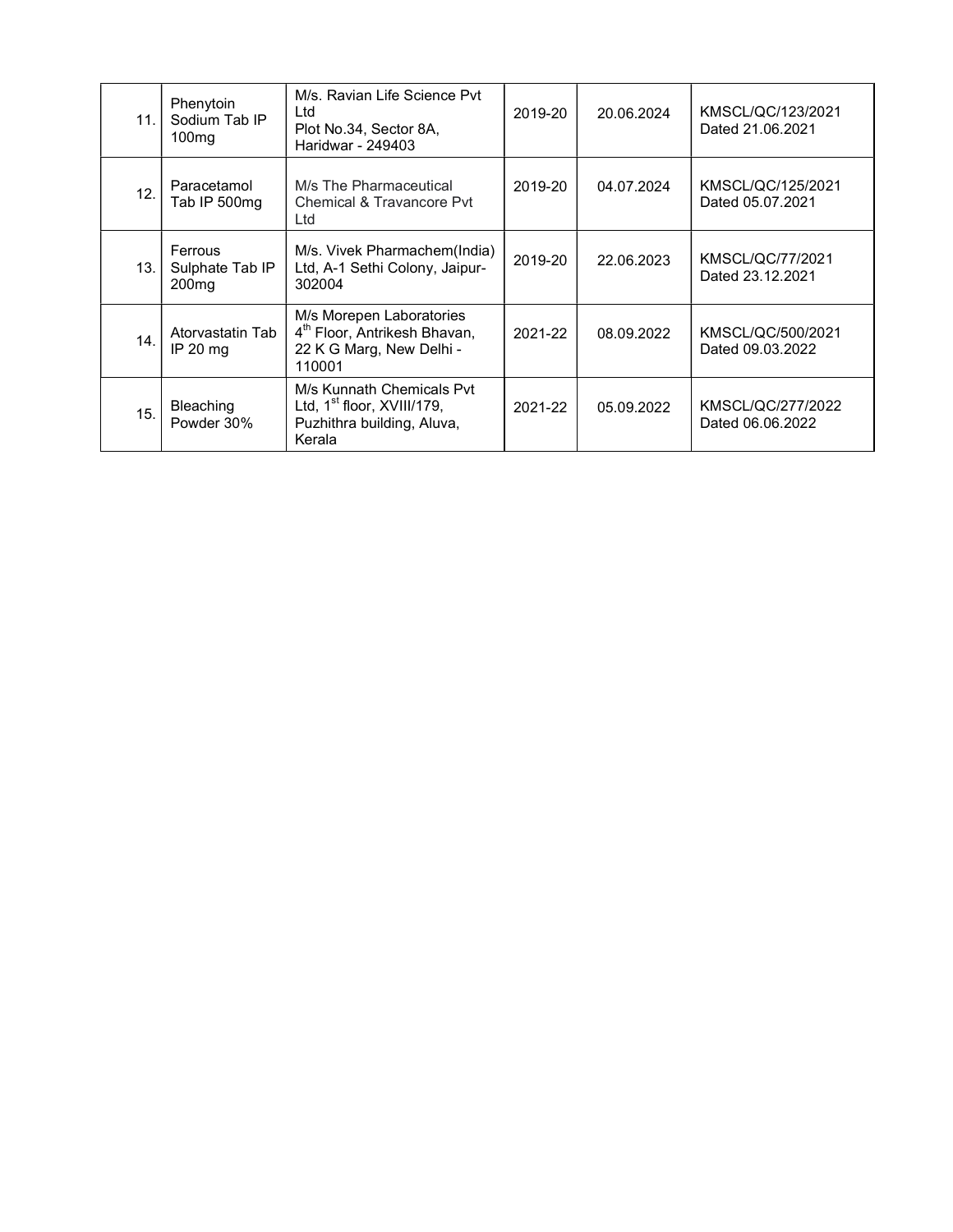| | | | | | |
|---|---|---|---|---|---|
| 11. | Phenytoin Sodium Tab IP 100mg | M/s. Ravian Life Science Pvt Ltd Plot No.34, Sector 8A, Haridwar - 249403 | 2019-20 | 20.06.2024 | KMSCL/QC/123/2021 Dated 21.06.2021 |
| 12. | Paracetamol Tab IP 500mg | M/s The Pharmaceutical Chemical & Travancore Pvt Ltd | 2019-20 | 04.07.2024 | KMSCL/QC/125/2021 Dated 05.07.2021 |
| 13. | Ferrous Sulphate Tab IP 200mg | M/s. Vivek Pharmachem(India) Ltd, A-1 Sethi Colony, Jaipur-302004 | 2019-20 | 22.06.2023 | KMSCL/QC/77/2021 Dated 23.12.2021 |
| 14. | Atorvastatin Tab IP 20 mg | M/s Morepen Laboratories 4th Floor, Antrikesh Bhavan, 22 K G Marg, New Delhi - 110001 | 2021-22 | 08.09.2022 | KMSCL/QC/500/2021 Dated 09.03.2022 |
| 15. | Bleaching Powder 30% | M/s Kunnath Chemicals Pvt Ltd, 1st floor, XVIII/179, Puzhithra building, Aluva, Kerala | 2021-22 | 05.09.2022 | KMSCL/QC/277/2022 Dated 06.06.2022 |